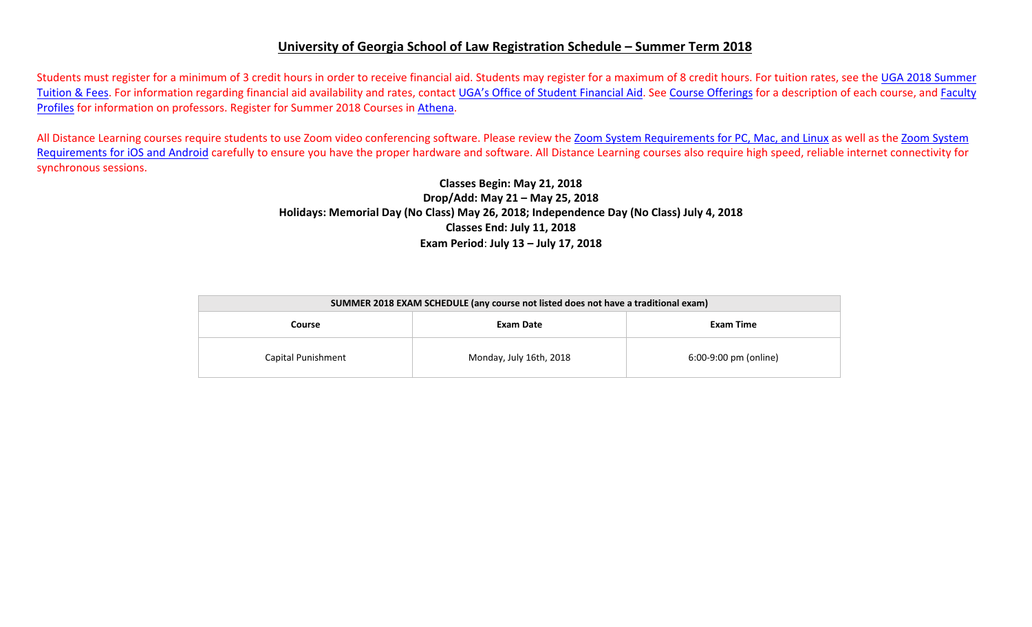# University of Georgia School of Law Registration Schedule – Summer Term 2018

Students must register for a minimum of 3 credit hours in order to receive financial aid. Students may register for a maximum of 8 credit hours. For tuition rates, see the UGA 2018 Summer Tuition & Fees. For information regarding financial aid availability and rates, contact UGA's Office of Student Financial Aid. See Course Offerings for a description of each course, and Faculty Profiles for information on professors. Register for Summer 2018 Courses in Athena.

All Distance Learning courses require students to use Zoom video conferencing software. Please review the Zoom System Requirements for PC, Mac, and Linux as well as the Zoom System Requirements for iOS and Android carefully to ensure you have the proper hardware and software. All Distance Learning courses also require high speed, reliable internet connectivity for synchronous sessions.

**Classes Begin: May 21, 2018**
**Drop/Add: May 21 – May 25, 2018**
**Holidays: Memorial Day (No Class) May 26, 2018; Independence Day (No Class) July 4, 2018**
**Classes End: July 11, 2018**
**Exam Period: July 13 – July 17, 2018**

| SUMMER 2018 EXAM SCHEDULE (any course not listed does not have a traditional exam) | | |
|---|---|---|
| **Course** | **Exam Date** | **Exam Time** |
| Capital Punishment | Monday, July 16th, 2018 | 6:00-9:00 pm (online) |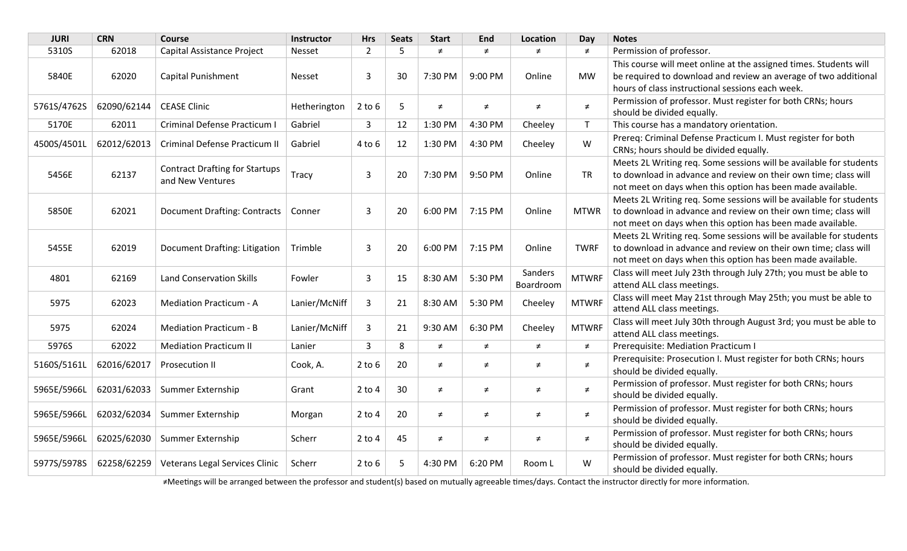| JURI | CRN | Course | Instructor | Hrs | Seats | Start | End | Location | Day | Notes |
|---|---|---|---|---|---|---|---|---|---|---|
| 5310S | 62018 | Capital Assistance Project | Nesset | 2 | 5 | ≠ | ≠ | ≠ | ≠ | Permission of professor. |
| 5840E | 62020 | Capital Punishment | Nesset | 3 | 30 | 7:30 PM | 9:00 PM | Online | MW | This course will meet online at the assigned times. Students will be required to download and review an average of two additional hours of class instructional sessions each week. |
| 5761S/4762S | 62090/62144 | CEASE Clinic | Hetherington | 2 to 6 | 5 | ≠ | ≠ | ≠ | ≠ | Permission of professor. Must register for both CRNs; hours should be divided equally. |
| 5170E | 62011 | Criminal Defense Practicum I | Gabriel | 3 | 12 | 1:30 PM | 4:30 PM | Cheeley | T | This course has a mandatory orientation. |
| 4500S/4501L | 62012/62013 | Criminal Defense Practicum II | Gabriel | 4 to 6 | 12 | 1:30 PM | 4:30 PM | Cheeley | W | Prereq: Criminal Defense Practicum I. Must register for both CRNs; hours should be divided equally. |
| 5456E | 62137 | Contract Drafting for Startups and New Ventures | Tracy | 3 | 20 | 7:30 PM | 9:50 PM | Online | TR | Meets 2L Writing req. Some sessions will be available for students to download in advance and review on their own time; class will not meet on days when this option has been made available. |
| 5850E | 62021 | Document Drafting: Contracts | Conner | 3 | 20 | 6:00 PM | 7:15 PM | Online | MTWR | Meets 2L Writing req. Some sessions will be available for students to download in advance and review on their own time; class will not meet on days when this option has been made available. |
| 5455E | 62019 | Document Drafting: Litigation | Trimble | 3 | 20 | 6:00 PM | 7:15 PM | Online | TWRF | Meets 2L Writing req. Some sessions will be available for students to download in advance and review on their own time; class will not meet on days when this option has been made available. |
| 4801 | 62169 | Land Conservation Skills | Fowler | 3 | 15 | 8:30 AM | 5:30 PM | Sanders Boardroom | MTWRF | Class will meet July 23th through July 27th; you must be able to attend ALL class meetings. |
| 5975 | 62023 | Mediation Practicum - A | Lanier/McNiff | 3 | 21 | 8:30 AM | 5:30 PM | Cheeley | MTWRF | Class will meet May 21st through May 25th; you must be able to attend ALL class meetings. |
| 5975 | 62024 | Mediation Practicum - B | Lanier/McNiff | 3 | 21 | 9:30 AM | 6:30 PM | Cheeley | MTWRF | Class will meet July 30th through August 3rd; you must be able to attend ALL class meetings. |
| 5976S | 62022 | Mediation Practicum II | Lanier | 3 | 8 | ≠ | ≠ | ≠ | ≠ | Prerequisite: Mediation Practicum I |
| 5160S/5161L | 62016/62017 | Prosecution II | Cook, A. | 2 to 6 | 20 | ≠ | ≠ | ≠ | ≠ | Prerequisite: Prosecution I. Must register for both CRNs; hours should be divided equally. |
| 5965E/5966L | 62031/62033 | Summer Externship | Grant | 2 to 4 | 30 | ≠ | ≠ | ≠ | ≠ | Permission of professor. Must register for both CRNs; hours should be divided equally. |
| 5965E/5966L | 62032/62034 | Summer Externship | Morgan | 2 to 4 | 20 | ≠ | ≠ | ≠ | ≠ | Permission of professor. Must register for both CRNs; hours should be divided equally. |
| 5965E/5966L | 62025/62030 | Summer Externship | Scherr | 2 to 4 | 45 | ≠ | ≠ | ≠ | ≠ | Permission of professor. Must register for both CRNs; hours should be divided equally. |
| 5977S/5978S | 62258/62259 | Veterans Legal Services Clinic | Scherr | 2 to 6 | 5 | 4:30 PM | 6:20 PM | Room L | W | Permission of professor. Must register for both CRNs; hours should be divided equally. |

≠Meetings will be arranged between the professor and student(s) based on mutually agreeable times/days. Contact the instructor directly for more information.